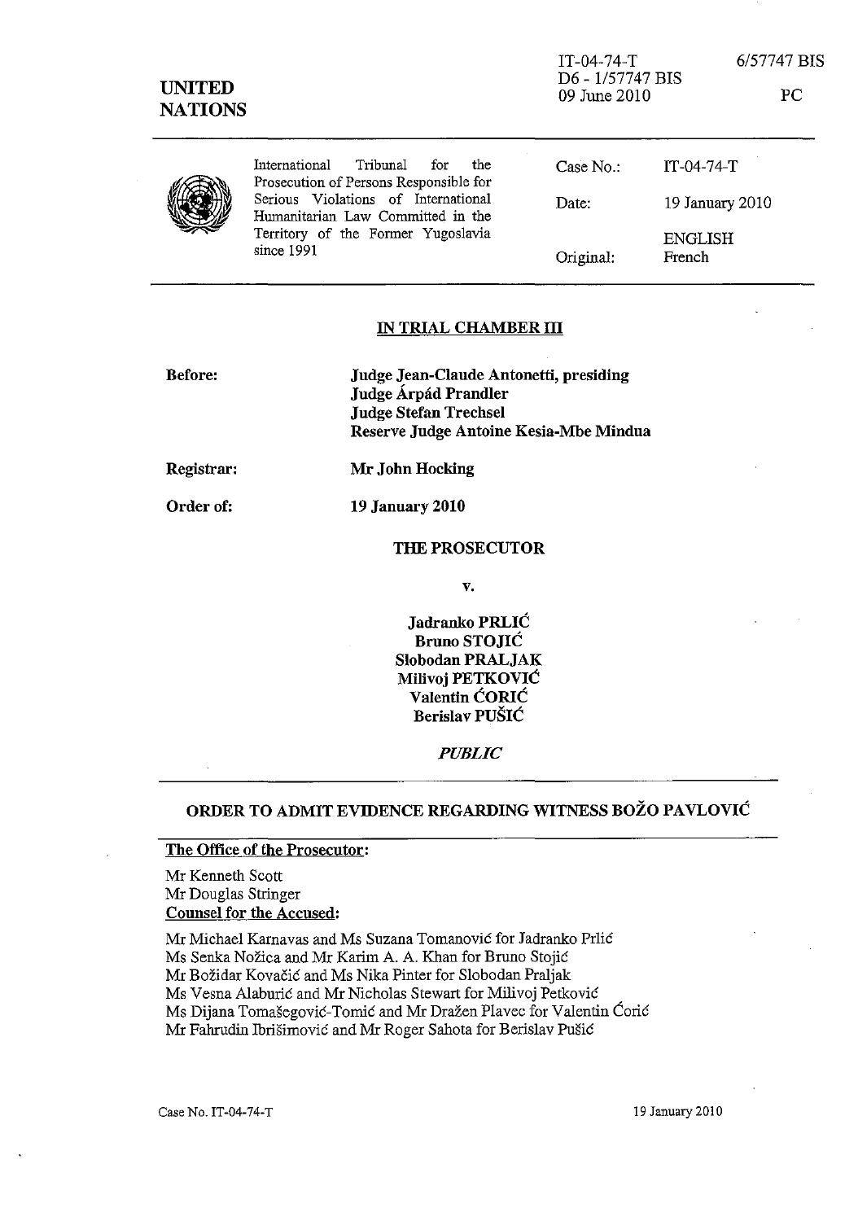IT-04-74-T 6/57747 BIS
D6 - 1/57747 BIS
09 June 2010 PC

**UNITED NATIONS**

| International Tribunal for the Prosecution of Persons Responsible for Serious Violations of International Humanitarian Law Committed in the Territory of the Former Yugoslavia since 1991 | Case No.: | IT-04-74-T |
| --- | --- | --- |
| | Date: | 19 January 2010 |
| | Original: | ENGLISH French |

## IN TRIAL CHAMBER III

**Before:** **Judge Jean-Claude Antonetti, presiding**
**Judge Árpád Prandler**
**Judge Stefan Trechsel**
**Reserve Judge Antoine Kesia-Mbe Mindua**

**Registrar:** **Mr John Hocking**

**Order of:** **19 January 2010**

**THE PROSECUTOR**

**v.**

**Jadranko PRLIĆ**
**Bruno STOJIĆ**
**Slobodan PRALJAK**
**Milivoj PETKOVIĆ**
**Valentin ĆORIĆ**
**Berislav PUŠIĆ**

***PUBLIC***

## ORDER TO ADMIT EVIDENCE REGARDING WITNESS BOŽO PAVLOVIĆ

**The Office of the Prosecutor:**

Mr Kenneth Scott
Mr Douglas Stringer

**Counsel for the Accused:**

Mr Michael Karnavas and Ms Suzana Tomanović for Jadranko Prlić
Ms Senka Nožica and Mr Karim A. A. Khan for Bruno Stojić
Mr Božidar Kovačić and Ms Nika Pinter for Slobodan Praljak
Ms Vesna Alaburić and Mr Nicholas Stewart for Milivoj Petković
Ms Dijana Tomašegović-Tomić and Mr Dražen Plavec for Valentin Ćorić
Mr Fahrudin Ibrišimović and Mr Roger Sahota for Berislav Pušić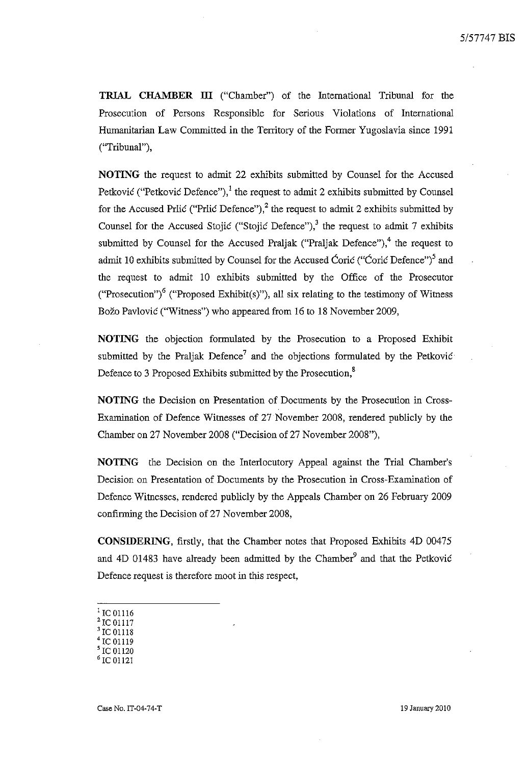**TRIAL CHAMBER III** ("Chamber") of the International Tribunal for the Prosecution of Persons Responsible for Serious Violations of International Humanitarian Law Committed in the Territory of the Former Yugoslavia since 1991 ("Tribunal"),

**NOTING** the request to admit 22 exhibits submitted by Counsel for the Accused Petković ("Petković Defence"),[1] the request to admit 2 exhibits submitted by Counsel for the Accused Prlić ("Prlić Defence"),[2] the request to admit 2 exhibits submitted by Counsel for the Accused Stojić ("Stojić Defence"),[3] the request to admit 7 exhibits submitted by Counsel for the Accused Praljak ("Praljak Defence"),[4] the request to admit 10 exhibits submitted by Counsel for the Accused Ćorić ("Ćorić Defence")[5] and the request to admit 10 exhibits submitted by the Office of the Prosecutor ("Prosecution")[6] ("Proposed Exhibit(s)"), all six relating to the testimony of Witness Božo Pavlović ("Witness") who appeared from 16 to 18 November 2009,

**NOTING** the objection formulated by the Prosecution to a Proposed Exhibit submitted by the Praljak Defence[7] and the objections formulated by the Petković Defence to 3 Proposed Exhibits submitted by the Prosecution,[8]

**NOTING** the Decision on Presentation of Documents by the Prosecution in Cross-Examination of Defence Witnesses of 27 November 2008, rendered publicly by the Chamber on 27 November 2008 ("Decision of 27 November 2008"),

**NOTING** the Decision on the Interlocutory Appeal against the Trial Chamber's Decision on Presentation of Documents by the Prosecution in Cross-Examination of Defence Witnesses, rendered publicly by the Appeals Chamber on 26 February 2009 confirming the Decision of 27 November 2008,

**CONSIDERING**, firstly, that the Chamber notes that Proposed Exhibits 4D 00475 and 4D 01483 have already been admitted by the Chamber[9] and that the Petković Defence request is therefore moot in this respect,

---

[1] IC 01116
[2] IC 01117
[3] IC 01118
[4] IC 01119
[5] IC 01120
[6] IC 01121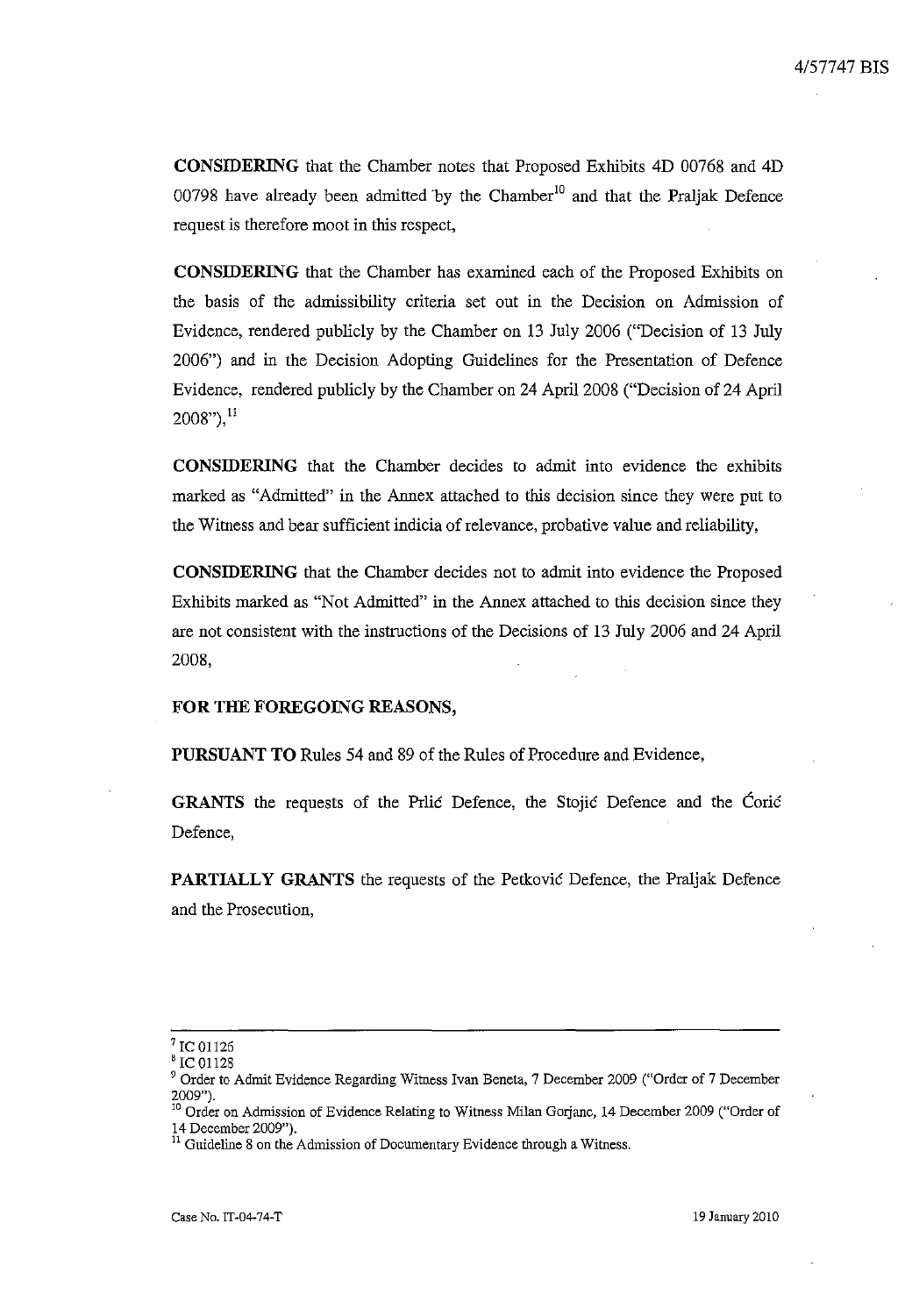**CONSIDERING** that the Chamber notes that Proposed Exhibits 4D 00768 and 4D 00798 have already been admitted by the Chamber[10] and that the Praljak Defence request is therefore moot in this respect,

**CONSIDERING** that the Chamber has examined each of the Proposed Exhibits on the basis of the admissibility criteria set out in the Decision on Admission of Evidence, rendered publicly by the Chamber on 13 July 2006 ("Decision of 13 July 2006") and in the Decision Adopting Guidelines for the Presentation of Defence Evidence, rendered publicly by the Chamber on 24 April 2008 ("Decision of 24 April 2008"),[11]

**CONSIDERING** that the Chamber decides to admit into evidence the exhibits marked as "Admitted" in the Annex attached to this decision since they were put to the Witness and bear sufficient indicia of relevance, probative value and reliability,

**CONSIDERING** that the Chamber decides not to admit into evidence the Proposed Exhibits marked as "Not Admitted" in the Annex attached to this decision since they are not consistent with the instructions of the Decisions of 13 July 2006 and 24 April 2008,

**FOR THE FOREGOING REASONS,**

**PURSUANT TO** Rules 54 and 89 of the Rules of Procedure and Evidence,

**GRANTS** the requests of the Prlić Defence, the Stojić Defence and the Ćorić Defence,

**PARTIALLY GRANTS** the requests of the Petković Defence, the Praljak Defence and the Prosecution,

---

[7] IC 01126

[8] IC 01128

[9] Order to Admit Evidence Regarding Witness Ivan Beneta, 7 December 2009 ("Order of 7 December 2009").

[10] Order on Admission of Evidence Relating to Witness Milan Gorjanc, 14 December 2009 ("Order of 14 December 2009").

[11] Guideline 8 on the Admission of Documentary Evidence through a Witness.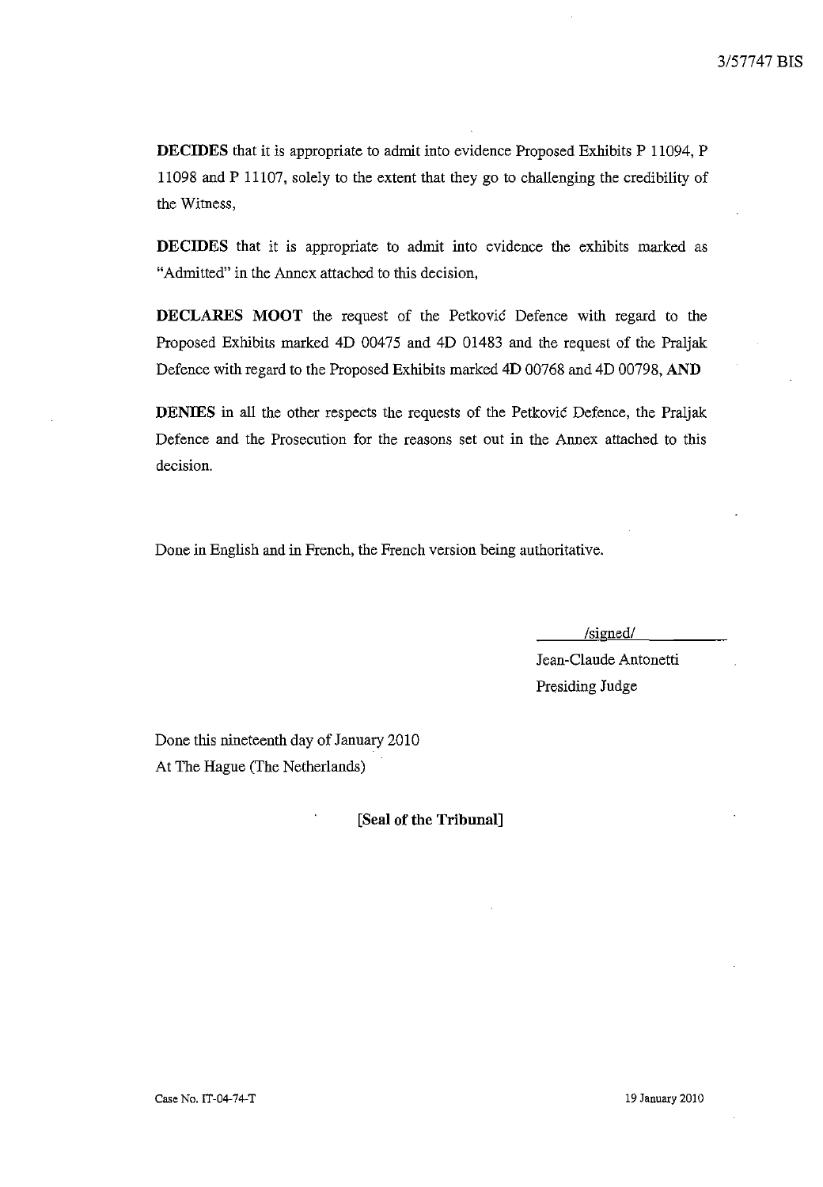**DECIDES** that it is appropriate to admit into evidence Proposed Exhibits P 11094, P 11098 and P 11107, solely to the extent that they go to challenging the credibility of the Witness,

**DECIDES** that it is appropriate to admit into evidence the exhibits marked as "Admitted" in the Annex attached to this decision,

**DECLARES MOOT** the request of the Petković Defence with regard to the Proposed Exhibits marked 4D 00475 and 4D 01483 and the request of the Praljak Defence with regard to the Proposed Exhibits marked 4D 00768 and 4D 00798, **AND**

**DENIES** in all the other respects the requests of the Petković Defence, the Praljak Defence and the Prosecution for the reasons set out in the Annex attached to this decision.

Done in English and in French, the French version being authoritative.

/signed/

Jean-Claude Antonetti

Presiding Judge

Done this nineteenth day of January 2010

At The Hague (The Netherlands)

**[Seal of the Tribunal]**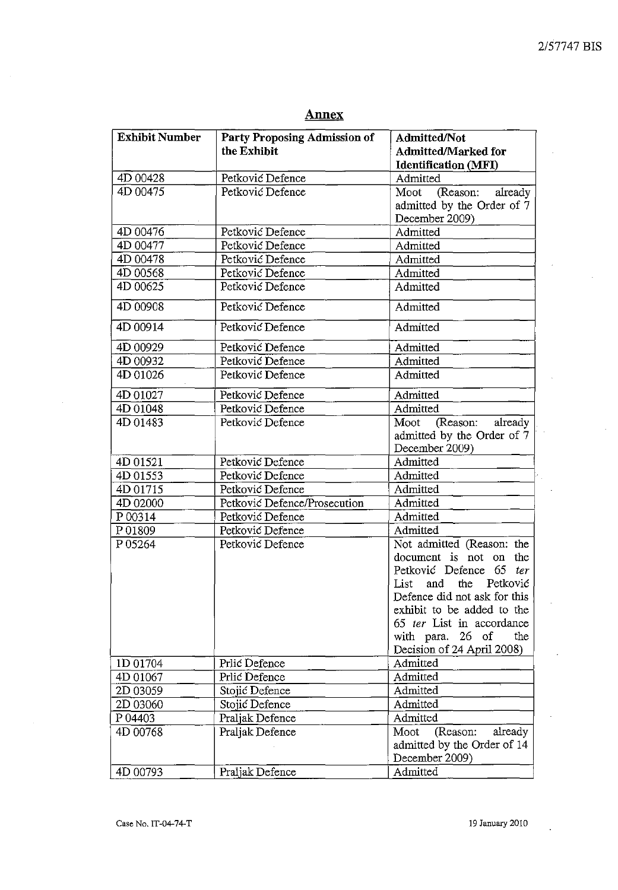## Annex

| Exhibit Number | Party Proposing Admission of the Exhibit | Admitted/Not Admitted/Marked for Identification (MFI) |
|---|---|---|
| 4D 00428 | Petković Defence | Admitted |
| 4D 00475 | Petković Defence | Moot (Reason: already admitted by the Order of 7 December 2009) |
| 4D 00476 | Petković Defence | Admitted |
| 4D 00477 | Petković Defence | Admitted |
| 4D 00478 | Petković Defence | Admitted |
| 4D 00568 | Petković Defence | Admitted |
| 4D 00625 | Petković Defence | Admitted |
| 4D 00908 | Petković Defence | Admitted |
| 4D 00914 | Petković Defence | Admitted |
| 4D 00929 | Petković Defence | Admitted |
| 4D 00932 | Petković Defence | Admitted |
| 4D 01026 | Petković Defence | Admitted |
| 4D 01027 | Petković Defence | Admitted |
| 4D 01048 | Petković Defence | Admitted |
| 4D 01483 | Petković Defence | Moot (Reason: already admitted by the Order of 7 December 2009) |
| 4D 01521 | Petković Defence | Admitted |
| 4D 01553 | Petković Defence | Admitted |
| 4D 01715 | Petković Defence | Admitted |
| 4D 02000 | Petković Defence/Prosecution | Admitted |
| P 00314 | Petković Defence | Admitted |
| P 01809 | Petković Defence | Admitted |
| P 05264 | Petković Defence | Not admitted (Reason: the document is not on the Petković Defence 65 *ter* List and the Petković Defence did not ask for this exhibit to be added to the 65 *ter* List in accordance with para. 26 of the Decision of 24 April 2008) |
| 1D 01704 | Prlić Defence | Admitted |
| 4D 01067 | Prlić Defence | Admitted |
| 2D 03059 | Stojić Defence | Admitted |
| 2D 03060 | Stojić Defence | Admitted |
| P 04403 | Praljak Defence | Admitted |
| 4D 00768 | Praljak Defence | Moot (Reason: already admitted by the Order of 14 December 2009) |
| 4D 00793 | Praljak Defence | Admitted |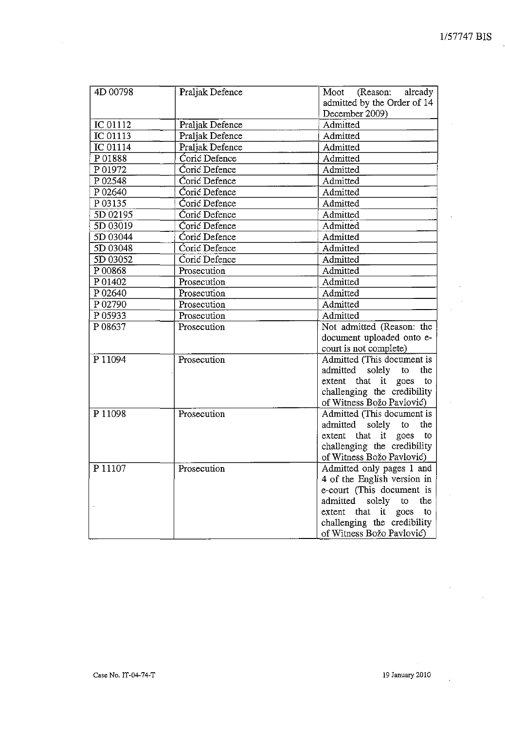| | | |
|---|---|---|
| 4D 00798 | Praljak Defence | Moot (Reason: already admitted by the Order of 14 December 2009) |
| IC 01112 | Praljak Defence | Admitted |
| IC 01113 | Praljak Defence | Admitted |
| IC 01114 | Praljak Defence | Admitted |
| P 01888 | Ćorić Defence | Admitted |
| P 01972 | Ćorić Defence | Admitted |
| P 02548 | Ćorić Defence | Admitted |
| P 02640 | Ćorić Defence | Admitted |
| P 03135 | Ćorić Defence | Admitted |
| 5D 02195 | Ćorić Defence | Admitted |
| 5D 03019 | Ćorić Defence | Admitted |
| 5D 03044 | Ćorić Defence | Admitted |
| 5D 03048 | Ćorić Defence | Admitted |
| 5D 03052 | Ćorić Defence | Admitted |
| P 00868 | Prosecution | Admitted |
| P 01402 | Prosecution | Admitted |
| P 02640 | Prosecution | Admitted |
| P 02790 | Prosecution | Admitted |
| P 05933 | Prosecution | Admitted |
| P 08637 | Prosecution | Not admitted (Reason: the document uploaded onto e-court is not complete) |
| P 11094 | Prosecution | Admitted (This document is admitted solely to the extent that it goes to challenging the credibility of Witness Božo Pavlović) |
| P 11098 | Prosecution | Admitted (This document is admitted solely to the extent that it goes to challenging the credibility of Witness Božo Pavlović) |
| P 11107 | Prosecution | Admitted only pages 1 and 4 of the English version in e-court (This document is admitted solely to the extent that it goes to challenging the credibility of Witness Božo Pavlović) |